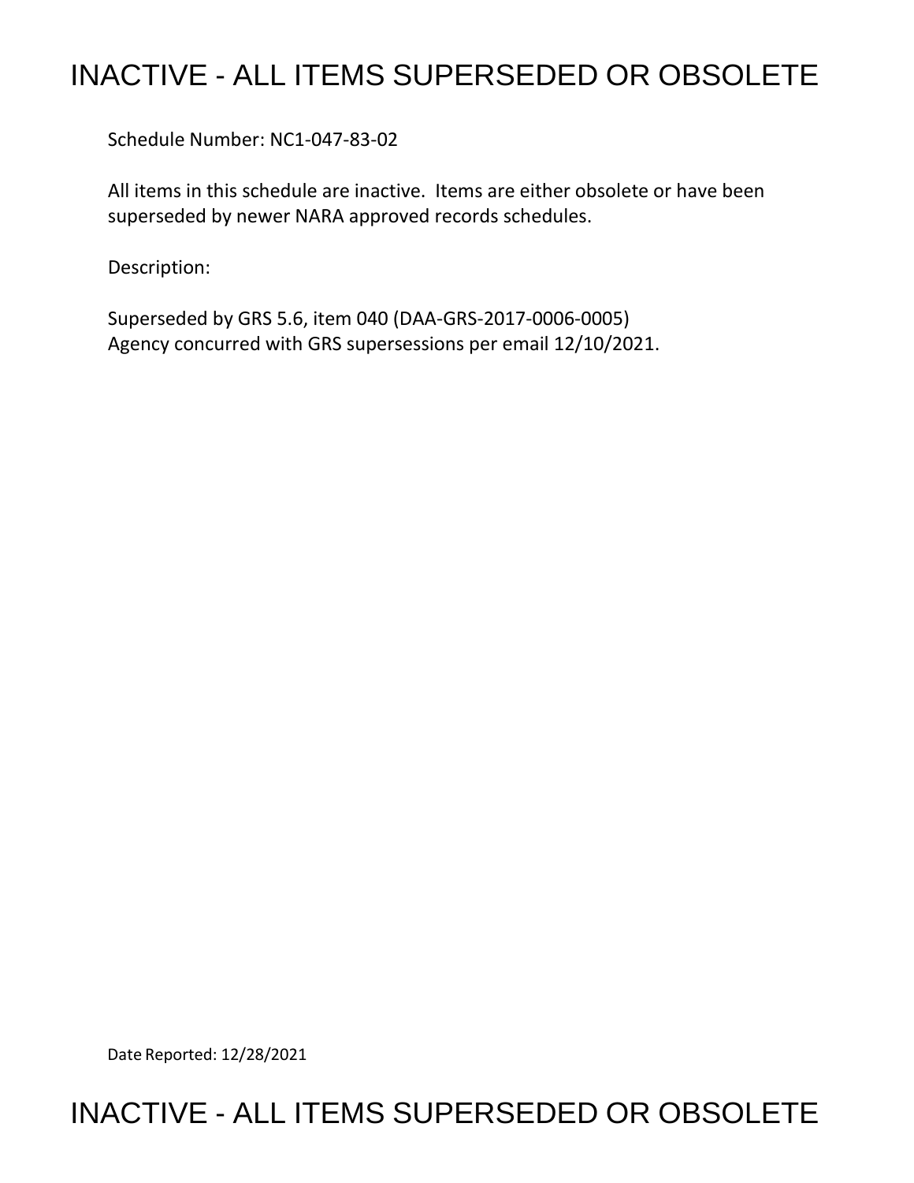# INACTIVE - ALL ITEMS SUPERSEDED OR OBSOLETE

Schedule Number: NC1-047-83-02

All items in this schedule are inactive. Items are either obsolete or have been superseded by newer NARA approved records schedules.

Description:

Superseded by GRS 5.6, item 040 (DAA-GRS-2017-0006-0005)
Agency concurred with GRS supersessions per email 12/10/2021.

Date Reported: 12/28/2021

# INACTIVE - ALL ITEMS SUPERSEDED OR OBSOLETE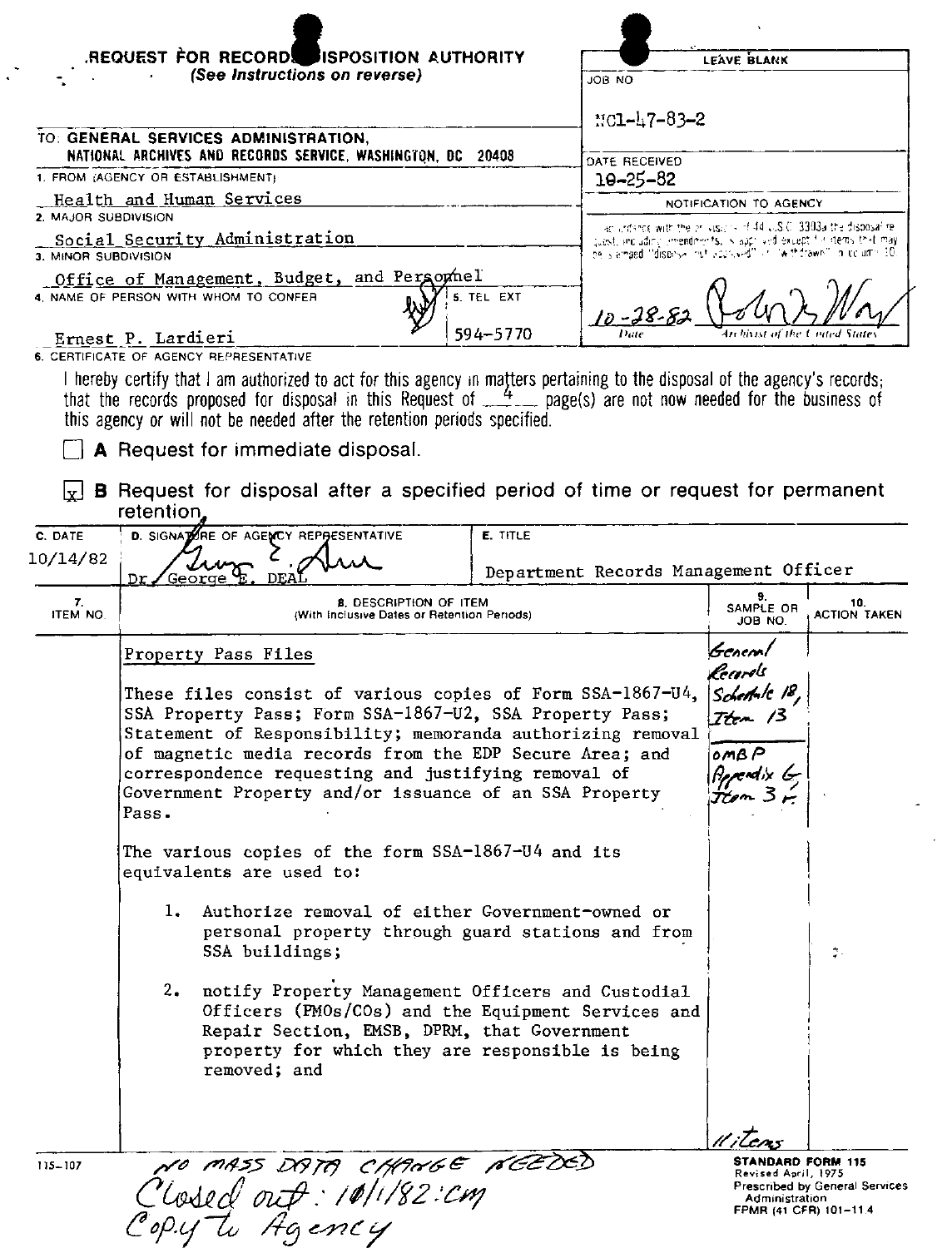# REQUEST FOR RECORDS DISPOSITION AUTHORITY

*(See Instructions on reverse)*

**LEAVE BLANK**

JOB NO

NC1-47-83-2

DATE RECEIVED

10-25-82

NOTIFICATION TO AGENCY

In accordance with the provisions of 44 U.S.C. 3303a the disposal request, including amendments, is approved except for items that may be stamped "disposal not approved" or "withdrawn" in column 10.

10-28-82 (Date) — [signature] Archivist of the United States

TO: GENERAL SERVICES ADMINISTRATION, NATIONAL ARCHIVES AND RECORDS SERVICE, WASHINGTON, DC 20408

1. FROM (AGENCY OR ESTABLISHMENT): Health and Human Services

2. MAJOR SUBDIVISION: Social Security Administration

3. MINOR SUBDIVISION: Office of Management, Budget, and Personnel

4. NAME OF PERSON WITH WHOM TO CONFER: Ernest P. Lardieri

5. TEL EXT: 594-5770

6. CERTIFICATE OF AGENCY REPRESENTATIVE

I hereby certify that I am authorized to act for this agency in matters pertaining to the disposal of the agency's records; that the records proposed for disposal in this Request of 4 page(s) are not now needed for the business of this agency or will not be needed after the retention periods specified.

☐ **A** Request for immediate disposal.

☒ **B** Request for disposal after a specified period of time or request for permanent retention.

| C. DATE | D. SIGNATURE OF AGENCY REPRESENTATIVE | E. TITLE |
|---|---|---|
| 10/14/82 | Dr. George E. DEAL | Department Records Management Officer |

| 7. ITEM NO. | 8. DESCRIPTION OF ITEM (With Inclusive Dates or Retention Periods) | 9. SAMPLE OR JOB NO. | 10. ACTION TAKEN |
|---|---|---|---|
| | Property Pass Files<br><br>These files consist of various copies of Form SSA-1867-U4, SSA Property Pass; Form SSA-1867-U2, SSA Property Pass; Statement of Responsibility; memoranda authorizing removal of magnetic media records from the EDP Secure Area; and correspondence requesting and justifying removal of Government Property and/or issuance of an SSA Property Pass.<br><br>The various copies of the form SSA-1867-U4 and its equivalents are used to:<br><br>1. Authorize removal of either Government-owned or personal property through guard stations and from SSA buildings;<br><br>2. notify Property Management Officers and Custodial Officers (PMOs/COs) and the Equipment Services and Repair Section, EMSB, DPRM, that Government property for which they are responsible is being removed; and | General Records Schedule 18, Item 13<br><br>OMBP Appendix G Item 3 F.<br><br>11 items | |

115-107

NO MASS DATA CHANGE NEEDED
Closed out: 10/1/82: CM
Copy to Agency

**STANDARD FORM 115**
Revised April, 1975
Prescribed by General Services Administration
FPMR (41 CFR) 101-11.4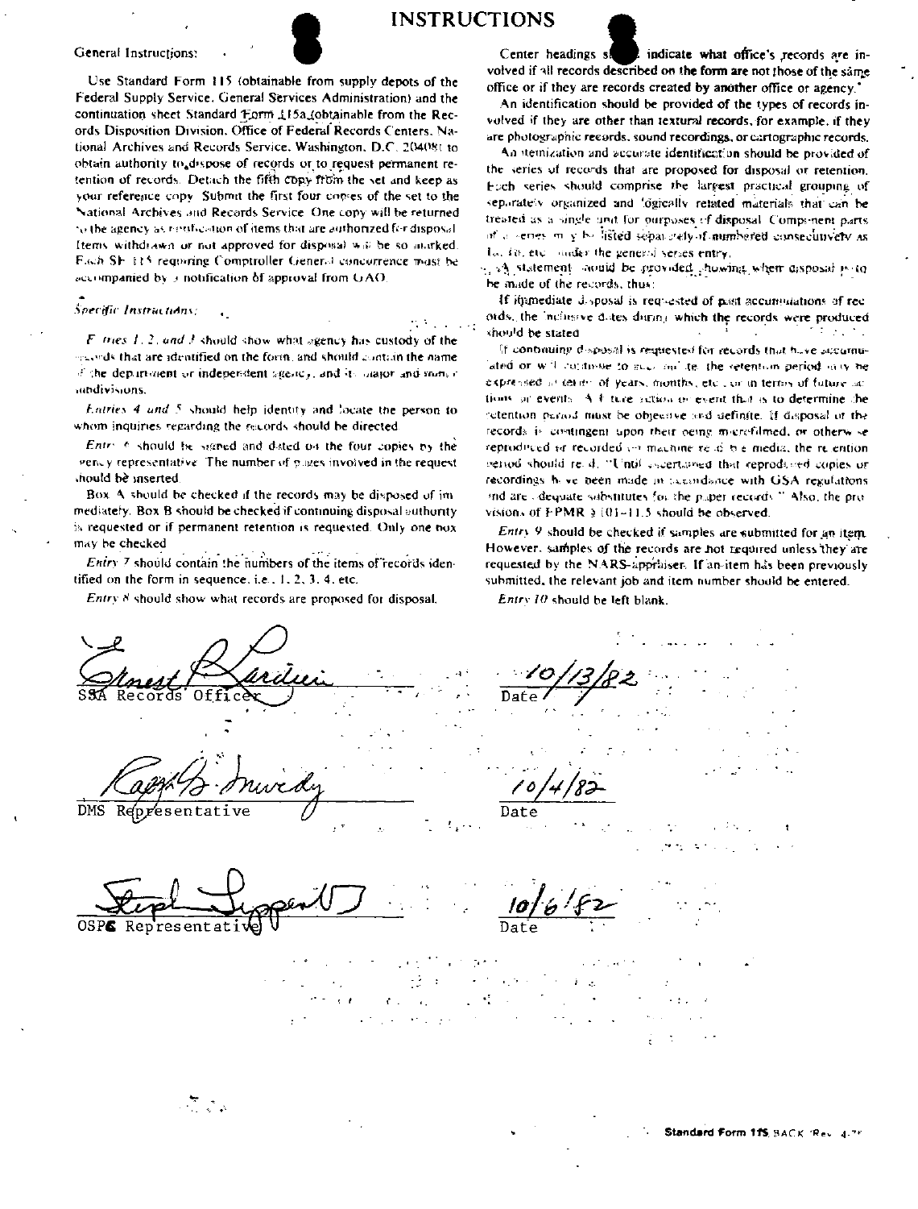# INSTRUCTIONS

General Instructions:

Use Standard Form 115 (obtainable from supply depots of the Federal Supply Service, General Services Administration) and the continuation sheet Standard Form 115a (obtainable from the Records Disposition Division, Office of Federal Records Centers, National Archives and Records Service, Washington, D.C. 20408) to obtain authority to dispose of records or to request permanent retention of records. Detach the fifth copy from the set and keep as your reference copy. Submit the first four copies of the set to the National Archives and Records Service. One copy will be returned to the agency as notification of items that are authorized for disposal. Items withdrawn or not approved for disposal will be so marked. Each SF 115 requiring Comptroller General concurrence must be accompanied by a notification of approval from GAO.

*Specific Instructions:*

*Entries 1, 2, and 3* should show what agency has custody of the records that are identified on the form, and should contain the name of the department or independent agency, and its major and minor subdivisions.

*Entries 4 and 5* should help identify and locate the person to whom inquiries regarding the records should be directed.

*Entry 6* should be signed and dated on the four copies by the agency representative. The number of pages involved in the request should be inserted.

Box A should be checked if the records may be disposed of immediately. Box B should be checked if continuing disposal authority is requested or if permanent retention is requested. Only one box may be checked.

*Entry 7* should contain the numbers of the items of records identified on the form in sequence, i.e., 1, 2, 3, 4, etc.

*Entry 8* should show what records are proposed for disposal.

Center headings should indicate what office's records are involved if all records described on the form are not those of the same office or if they are records created by another office or agency.

An identification should be provided of the types of records involved if they are other than textural records, for example, if they are photographic records, sound recordings, or cartographic records.

An itemization and accurate identification should be provided of the series of records that are proposed for disposal or retention. Each series should comprise the largest practical grouping of separately organized and logically related materials that can be treated as a single unit for purposes of disposal. Component parts of a series may be listed separately of numbered consecutively as 1a, 1b, etc., under the general series entry.

A statement should be provided, showing when disposal is to be made of the records, thus:

If immediate disposal is requested of past accumulations of records, the inclusive dates during which the records were produced should be stated.

If continuing disposal is requested for records that have accumulated or will continue to accumulate, the retention period may be expressed in terms of years, months, etc., or in terms of future actions or events. A future action or event that is to determine the retention period must be objective and definite. If disposal of the records is contingent upon their being microfilmed, or otherwise reproduced or recorded on machine readable media, the retention period should read: "Until ascertained that reproduced copies or recordings have been made in accordance with GSA regulations and are adequate substitutes for the paper records." Also, the provisions of FPMR § 101-11.5 should be observed.

*Entry 9* should be checked if samples are submitted for an item. However, samples of the records are not required unless they are requested by the NARS appraiser. If an item has been previously submitted, the relevant job and item number should be entered.

*Entry 10* should be left blank.

Ernest P. Larduen — SSA Records Officer — Date: 10/13/82

Ralph B. Mundy — DMS Representative — Date: 10/4/82

Stephen Liggett — OSPC Representative — Date: 10/6/82

Standard Form 115 BACK (Rev. 4-75)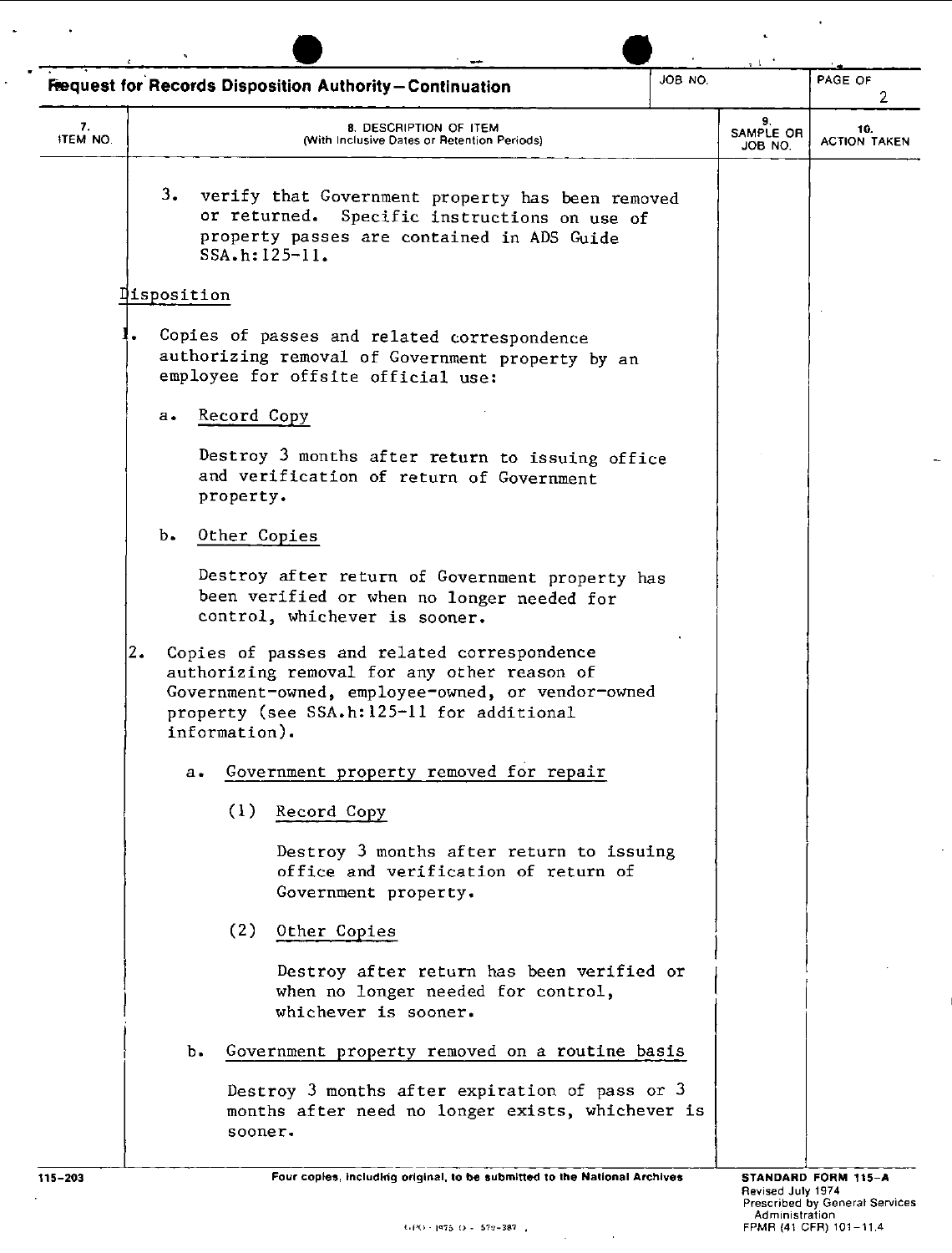## Request for Records Disposition Authority—Continuation

| 7. ITEM NO. | 8. DESCRIPTION OF ITEM (With Inclusive Dates or Retention Periods) | 9. SAMPLE OR JOB NO. | 10. ACTION TAKEN |
|---|---|---|---|

3. verify that Government property has been removed or returned. Specific instructions on use of property passes are contained in ADS Guide SSA.h:125-11.

Disposition

1. Copies of passes and related correspondence authorizing removal of Government property by an employee for offsite official use:

   a. Record Copy

      Destroy 3 months after return to issuing office and verification of return of Government property.

   b. Other Copies

      Destroy after return of Government property has been verified or when no longer needed for control, whichever is sooner.

2. Copies of passes and related correspondence authorizing removal for any other reason of Government-owned, employee-owned, or vendor-owned property (see SSA.h:125-11 for additional information).

   a. Government property removed for repair

      (1) Record Copy

         Destroy 3 months after return to issuing office and verification of return of Government property.

      (2) Other Copies

         Destroy after return has been verified or when no longer needed for control, whichever is sooner.

   b. Government property removed on a routine basis

      Destroy 3 months after expiration of pass or 3 months after need no longer exists, whichever is sooner.

115-203

Four copies, including original, to be submitted to the National Archives

STANDARD FORM 115-A
Revised July 1974
Prescribed by General Services Administration
FPMR (41 CFR) 101-11.4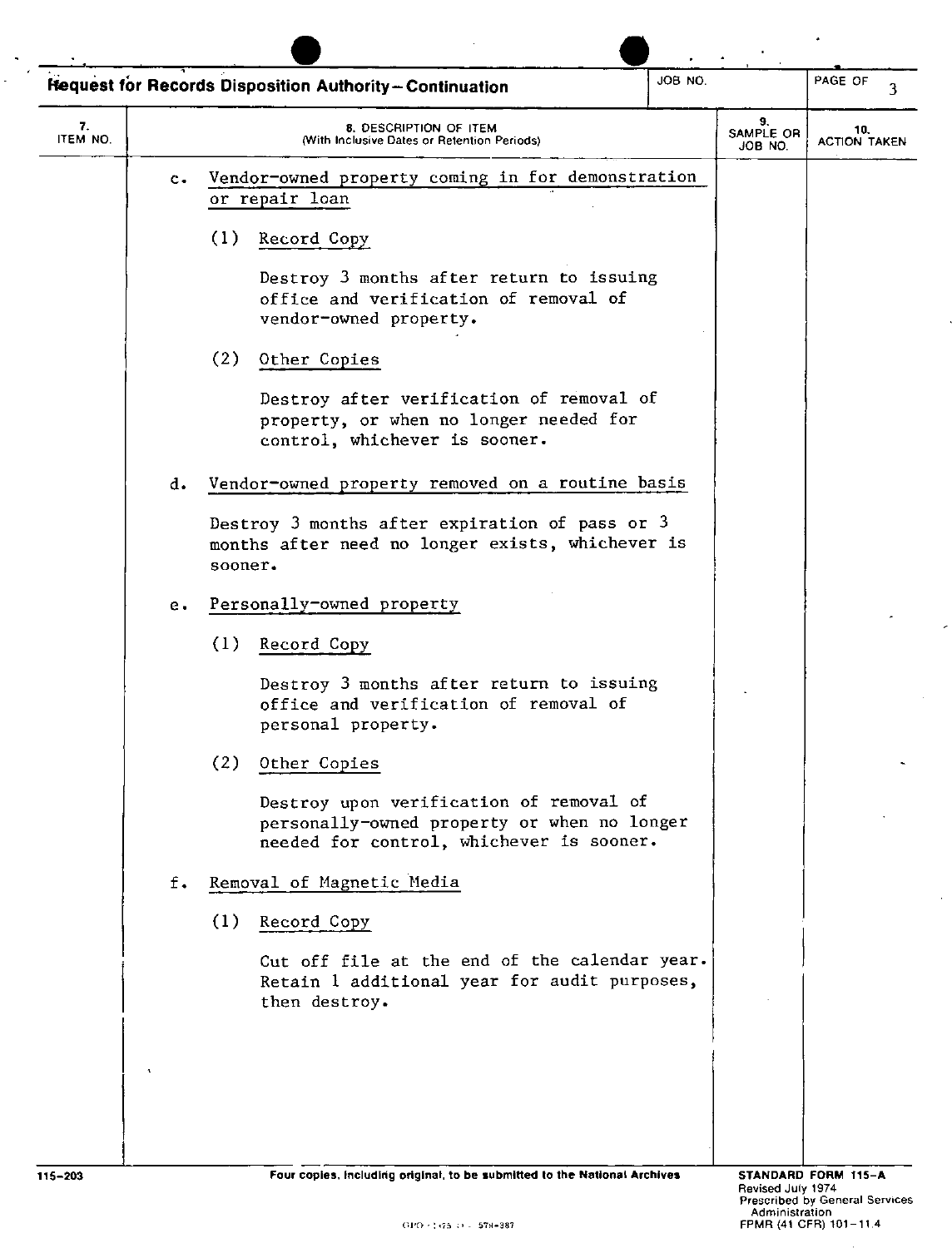## Request for Records Disposition Authority—Continuation

| 7. ITEM NO. | 8. DESCRIPTION OF ITEM (With Inclusive Dates or Retention Periods) | 9. SAMPLE OR JOB NO. | 10. ACTION TAKEN |
|---|---|---|---|

c. Vendor-owned property coming in for demonstration or repair loan

(1) Record Copy

Destroy 3 months after return to issuing office and verification of removal of vendor-owned property.

(2) Other Copies

Destroy after verification of removal of property, or when no longer needed for control, whichever is sooner.

d. Vendor-owned property removed on a routine basis

Destroy 3 months after expiration of pass or 3 months after need no longer exists, whichever is sooner.

e. Personally-owned property

(1) Record Copy

Destroy 3 months after return to issuing office and verification of removal of personal property.

(2) Other Copies

Destroy upon verification of removal of personally-owned property or when no longer needed for control, whichever is sooner.

f. Removal of Magnetic Media

(1) Record Copy

Cut off file at the end of the calendar year. Retain 1 additional year for audit purposes, then destroy.

115-203 Four copies, including original, to be submitted to the National Archives

STANDARD FORM 115-A
Revised July 1974
Prescribed by General Services Administration
FPMR (41 CFR) 101-11.4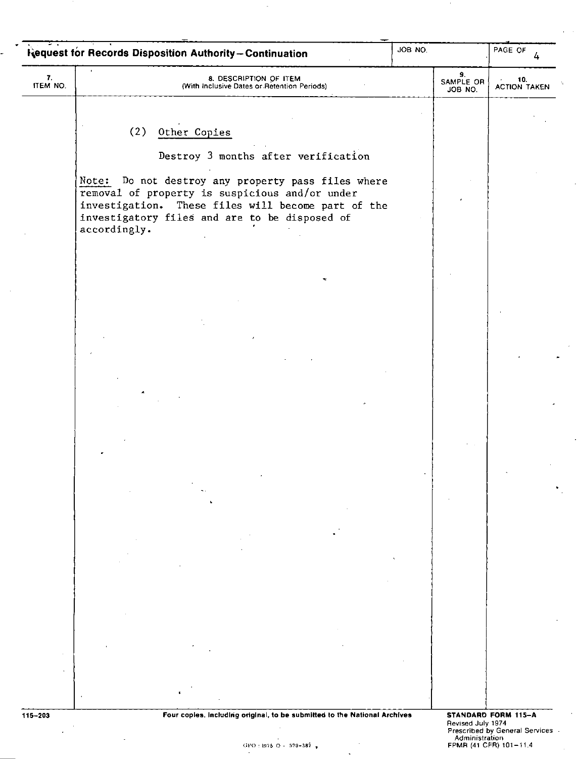## Request for Records Disposition Authority—Continuation

| JOB NO. | PAGE OF 4 |
| --- | --- |

| 7. ITEM NO. | 8. DESCRIPTION OF ITEM (With Inclusive Dates or Retention Periods) | 9. SAMPLE OR JOB NO. | 10. ACTION TAKEN |
| --- | --- | --- | --- |

(2) Other Copies

Destroy 3 months after verification

Note: Do not destroy any property pass files where removal of property is suspicious and/or under investigation. These files will become part of the investigatory files and are to be disposed of accordingly.

115-203

Four copies, including original, to be submitted to the National Archives

STANDARD FORM 115-A
Revised July 1974
Prescribed by General Services Administration
FPMR (41 CFR) 101-11.4

GPO : 1975 O - 579-387